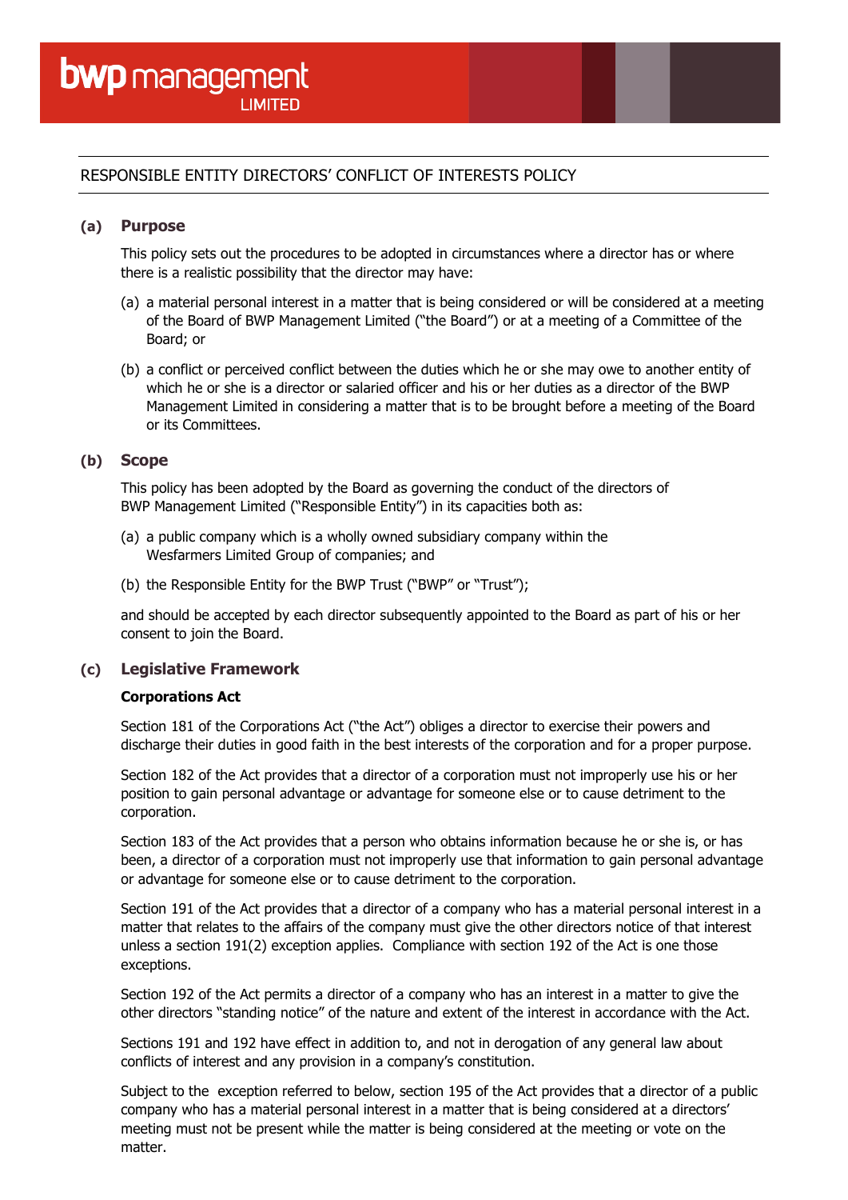# bwp management LIMITED

## RESPONSIBLE ENTITY DIRECTORS' CONFLICT OF INTERESTS POLICY

### (a) Purpose

This policy sets out the procedures to be adopted in circumstances where a director has or where there is a realistic possibility that the director may have:

(a) a material personal interest in a matter that is being considered or will be considered at a meeting of the Board of BWP Management Limited ("the Board") or at a meeting of a Committee of the Board; or

(b) a conflict or perceived conflict between the duties which he or she may owe to another entity of which he or she is a director or salaried officer and his or her duties as a director of the BWP Management Limited in considering a matter that is to be brought before a meeting of the Board or its Committees.

### (b) Scope

This policy has been adopted by the Board as governing the conduct of the directors of BWP Management Limited ("Responsible Entity") in its capacities both as:

(a) a public company which is a wholly owned subsidiary company within the Wesfarmers Limited Group of companies; and

(b) the Responsible Entity for the BWP Trust ("BWP" or "Trust");

and should be accepted by each director subsequently appointed to the Board as part of his or her consent to join the Board.

### (c) Legislative Framework

**Corporations Act**

Section 181 of the Corporations Act ("the Act") obliges a director to exercise their powers and discharge their duties in good faith in the best interests of the corporation and for a proper purpose.

Section 182 of the Act provides that a director of a corporation must not improperly use his or her position to gain personal advantage or advantage for someone else or to cause detriment to the corporation.

Section 183 of the Act provides that a person who obtains information because he or she is, or has been, a director of a corporation must not improperly use that information to gain personal advantage or advantage for someone else or to cause detriment to the corporation.

Section 191 of the Act provides that a director of a company who has a material personal interest in a matter that relates to the affairs of the company must give the other directors notice of that interest unless a section 191(2) exception applies. Compliance with section 192 of the Act is one those exceptions.

Section 192 of the Act permits a director of a company who has an interest in a matter to give the other directors "standing notice" of the nature and extent of the interest in accordance with the Act.

Sections 191 and 192 have effect in addition to, and not in derogation of any general law about conflicts of interest and any provision in a company's constitution.

Subject to the exception referred to below, section 195 of the Act provides that a director of a public company who has a material personal interest in a matter that is being considered at a directors' meeting must not be present while the matter is being considered at the meeting or vote on the matter.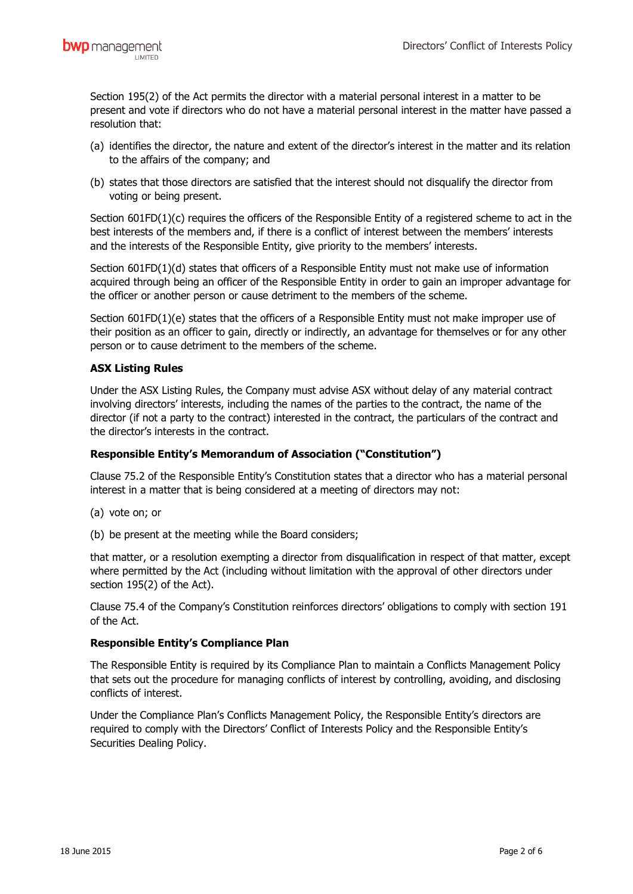Section 195(2) of the Act permits the director with a material personal interest in a matter to be present and vote if directors who do not have a material personal interest in the matter have passed a resolution that:

(a) identifies the director, the nature and extent of the director's interest in the matter and its relation to the affairs of the company; and

(b) states that those directors are satisfied that the interest should not disqualify the director from voting or being present.

Section 601FD(1)(c) requires the officers of the Responsible Entity of a registered scheme to act in the best interests of the members and, if there is a conflict of interest between the members' interests and the interests of the Responsible Entity, give priority to the members' interests.

Section 601FD(1)(d) states that officers of a Responsible Entity must not make use of information acquired through being an officer of the Responsible Entity in order to gain an improper advantage for the officer or another person or cause detriment to the members of the scheme.

Section 601FD(1)(e) states that the officers of a Responsible Entity must not make improper use of their position as an officer to gain, directly or indirectly, an advantage for themselves or for any other person or to cause detriment to the members of the scheme.

**ASX Listing Rules**

Under the ASX Listing Rules, the Company must advise ASX without delay of any material contract involving directors' interests, including the names of the parties to the contract, the name of the director (if not a party to the contract) interested in the contract, the particulars of the contract and the director's interests in the contract.

**Responsible Entity's Memorandum of Association ("Constitution")**

Clause 75.2 of the Responsible Entity's Constitution states that a director who has a material personal interest in a matter that is being considered at a meeting of directors may not:

(a) vote on; or

(b) be present at the meeting while the Board considers;

that matter, or a resolution exempting a director from disqualification in respect of that matter, except where permitted by the Act (including without limitation with the approval of other directors under section 195(2) of the Act).

Clause 75.4 of the Company's Constitution reinforces directors' obligations to comply with section 191 of the Act.

**Responsible Entity's Compliance Plan**

The Responsible Entity is required by its Compliance Plan to maintain a Conflicts Management Policy that sets out the procedure for managing conflicts of interest by controlling, avoiding, and disclosing conflicts of interest.

Under the Compliance Plan's Conflicts Management Policy, the Responsible Entity's directors are required to comply with the Directors' Conflict of Interests Policy and the Responsible Entity's Securities Dealing Policy.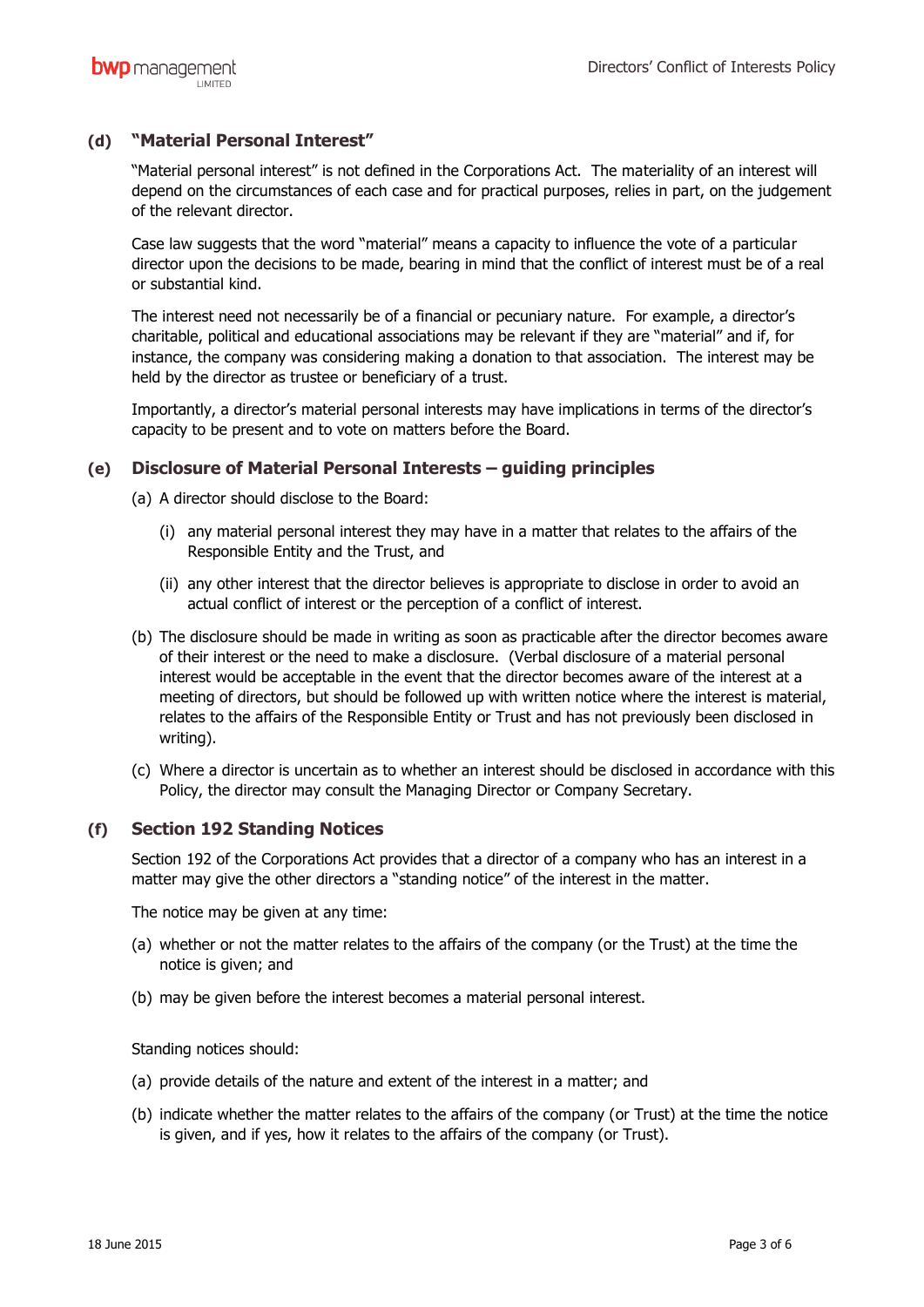### (d) "Material Personal Interest"

"Material personal interest" is not defined in the Corporations Act. The materiality of an interest will depend on the circumstances of each case and for practical purposes, relies in part, on the judgement of the relevant director.

Case law suggests that the word "material" means a capacity to influence the vote of a particular director upon the decisions to be made, bearing in mind that the conflict of interest must be of a real or substantial kind.

The interest need not necessarily be of a financial or pecuniary nature. For example, a director's charitable, political and educational associations may be relevant if they are "material" and if, for instance, the company was considering making a donation to that association. The interest may be held by the director as trustee or beneficiary of a trust.

Importantly, a director's material personal interests may have implications in terms of the director's capacity to be present and to vote on matters before the Board.

### (e) Disclosure of Material Personal Interests – guiding principles

(a) A director should disclose to the Board:

(i) any material personal interest they may have in a matter that relates to the affairs of the Responsible Entity and the Trust, and

(ii) any other interest that the director believes is appropriate to disclose in order to avoid an actual conflict of interest or the perception of a conflict of interest.

(b) The disclosure should be made in writing as soon as practicable after the director becomes aware of their interest or the need to make a disclosure. (Verbal disclosure of a material personal interest would be acceptable in the event that the director becomes aware of the interest at a meeting of directors, but should be followed up with written notice where the interest is material, relates to the affairs of the Responsible Entity or Trust and has not previously been disclosed in writing).

(c) Where a director is uncertain as to whether an interest should be disclosed in accordance with this Policy, the director may consult the Managing Director or Company Secretary.

### (f) Section 192 Standing Notices

Section 192 of the Corporations Act provides that a director of a company who has an interest in a matter may give the other directors a "standing notice" of the interest in the matter.

The notice may be given at any time:

(a) whether or not the matter relates to the affairs of the company (or the Trust) at the time the notice is given; and

(b) may be given before the interest becomes a material personal interest.

Standing notices should:

(a) provide details of the nature and extent of the interest in a matter; and

(b) indicate whether the matter relates to the affairs of the company (or Trust) at the time the notice is given, and if yes, how it relates to the affairs of the company (or Trust).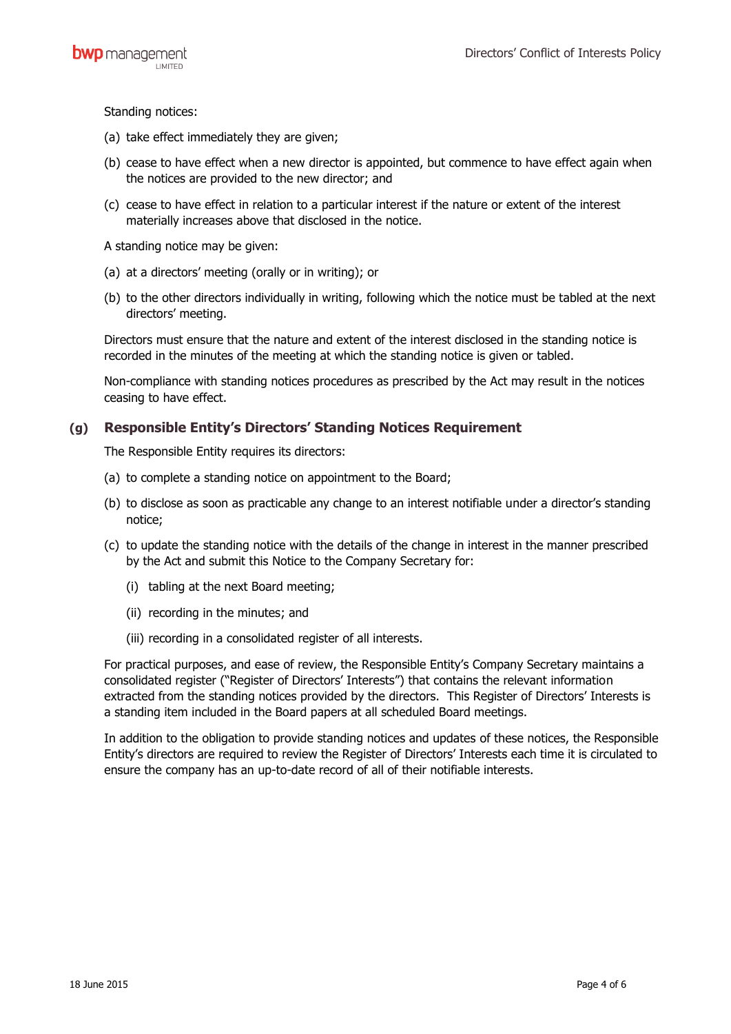Standing notices:

(a) take effect immediately they are given;

(b) cease to have effect when a new director is appointed, but commence to have effect again when the notices are provided to the new director; and

(c) cease to have effect in relation to a particular interest if the nature or extent of the interest materially increases above that disclosed in the notice.

A standing notice may be given:

(a) at a directors' meeting (orally or in writing); or

(b) to the other directors individually in writing, following which the notice must be tabled at the next directors' meeting.

Directors must ensure that the nature and extent of the interest disclosed in the standing notice is recorded in the minutes of the meeting at which the standing notice is given or tabled.

Non-compliance with standing notices procedures as prescribed by the Act may result in the notices ceasing to have effect.

### (g) Responsible Entity's Directors' Standing Notices Requirement

The Responsible Entity requires its directors:

(a) to complete a standing notice on appointment to the Board;

(b) to disclose as soon as practicable any change to an interest notifiable under a director's standing notice;

(c) to update the standing notice with the details of the change in interest in the manner prescribed by the Act and submit this Notice to the Company Secretary for:

   (i) tabling at the next Board meeting;

   (ii) recording in the minutes; and

   (iii) recording in a consolidated register of all interests.

For practical purposes, and ease of review, the Responsible Entity's Company Secretary maintains a consolidated register ("Register of Directors' Interests") that contains the relevant information extracted from the standing notices provided by the directors. This Register of Directors' Interests is a standing item included in the Board papers at all scheduled Board meetings.

In addition to the obligation to provide standing notices and updates of these notices, the Responsible Entity's directors are required to review the Register of Directors' Interests each time it is circulated to ensure the company has an up-to-date record of all of their notifiable interests.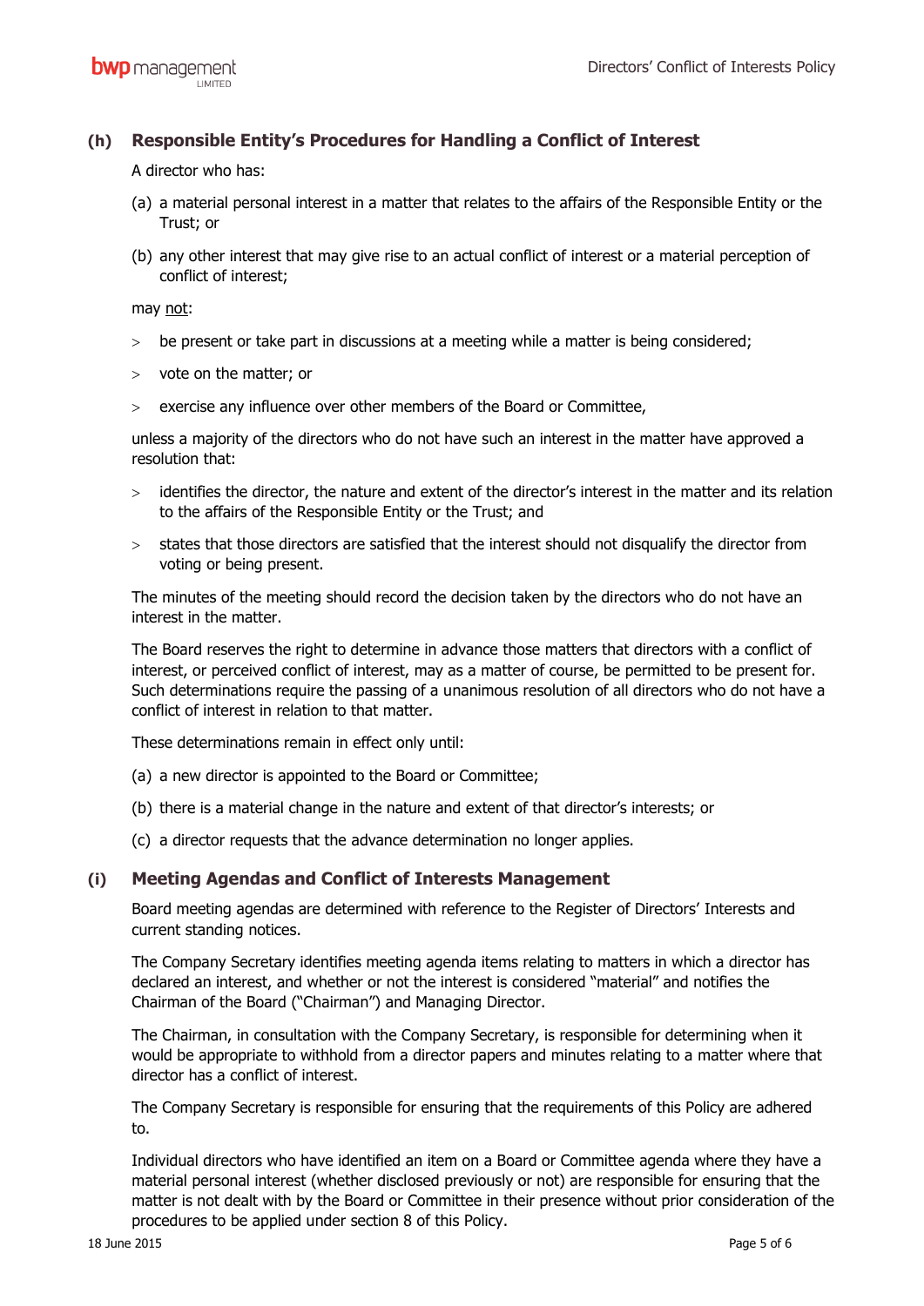### (h) Responsible Entity's Procedures for Handling a Conflict of Interest

A director who has:

(a) a material personal interest in a matter that relates to the affairs of the Responsible Entity or the Trust; or

(b) any other interest that may give rise to an actual conflict of interest or a material perception of conflict of interest;

may <u>not</u>:

- be present or take part in discussions at a meeting while a matter is being considered;
- vote on the matter; or
- exercise any influence over other members of the Board or Committee,

unless a majority of the directors who do not have such an interest in the matter have approved a resolution that:

- identifies the director, the nature and extent of the director's interest in the matter and its relation to the affairs of the Responsible Entity or the Trust; and
- states that those directors are satisfied that the interest should not disqualify the director from voting or being present.

The minutes of the meeting should record the decision taken by the directors who do not have an interest in the matter.

The Board reserves the right to determine in advance those matters that directors with a conflict of interest, or perceived conflict of interest, may as a matter of course, be permitted to be present for. Such determinations require the passing of a unanimous resolution of all directors who do not have a conflict of interest in relation to that matter.

These determinations remain in effect only until:

(a) a new director is appointed to the Board or Committee;

(b) there is a material change in the nature and extent of that director's interests; or

(c) a director requests that the advance determination no longer applies.

### (i) Meeting Agendas and Conflict of Interests Management

Board meeting agendas are determined with reference to the Register of Directors' Interests and current standing notices.

The Company Secretary identifies meeting agenda items relating to matters in which a director has declared an interest, and whether or not the interest is considered "material" and notifies the Chairman of the Board ("Chairman") and Managing Director.

The Chairman, in consultation with the Company Secretary, is responsible for determining when it would be appropriate to withhold from a director papers and minutes relating to a matter where that director has a conflict of interest.

The Company Secretary is responsible for ensuring that the requirements of this Policy are adhered to.

Individual directors who have identified an item on a Board or Committee agenda where they have a material personal interest (whether disclosed previously or not) are responsible for ensuring that the matter is not dealt with by the Board or Committee in their presence without prior consideration of the procedures to be applied under section 8 of this Policy.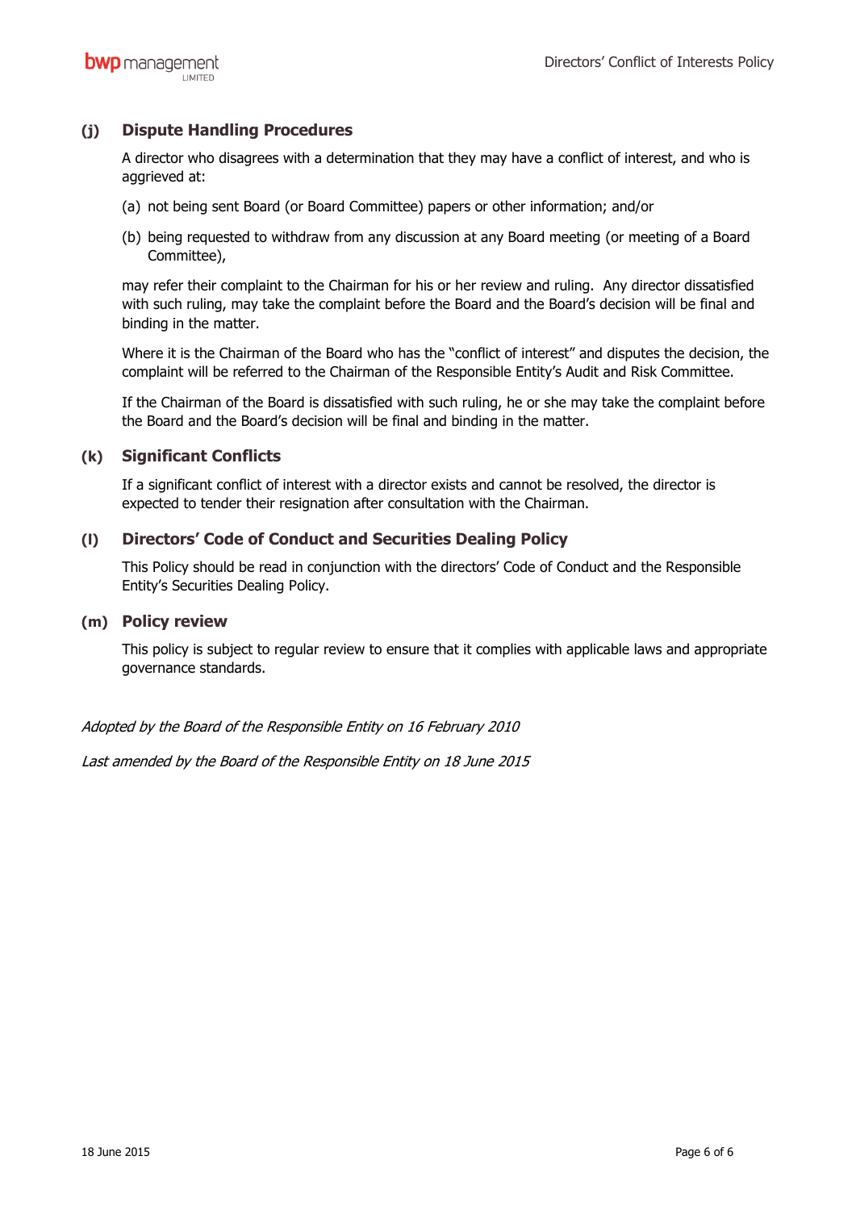### (j) Dispute Handling Procedures

A director who disagrees with a determination that they may have a conflict of interest, and who is aggrieved at:

(a) not being sent Board (or Board Committee) papers or other information; and/or

(b) being requested to withdraw from any discussion at any Board meeting (or meeting of a Board Committee),

may refer their complaint to the Chairman for his or her review and ruling. Any director dissatisfied with such ruling, may take the complaint before the Board and the Board's decision will be final and binding in the matter.

Where it is the Chairman of the Board who has the "conflict of interest" and disputes the decision, the complaint will be referred to the Chairman of the Responsible Entity's Audit and Risk Committee.

If the Chairman of the Board is dissatisfied with such ruling, he or she may take the complaint before the Board and the Board's decision will be final and binding in the matter.

### (k) Significant Conflicts

If a significant conflict of interest with a director exists and cannot be resolved, the director is expected to tender their resignation after consultation with the Chairman.

### (l) Directors' Code of Conduct and Securities Dealing Policy

This Policy should be read in conjunction with the directors' Code of Conduct and the Responsible Entity's Securities Dealing Policy.

### (m) Policy review

This policy is subject to regular review to ensure that it complies with applicable laws and appropriate governance standards.

*Adopted by the Board of the Responsible Entity on 16 February 2010*

*Last amended by the Board of the Responsible Entity on 18 June 2015*